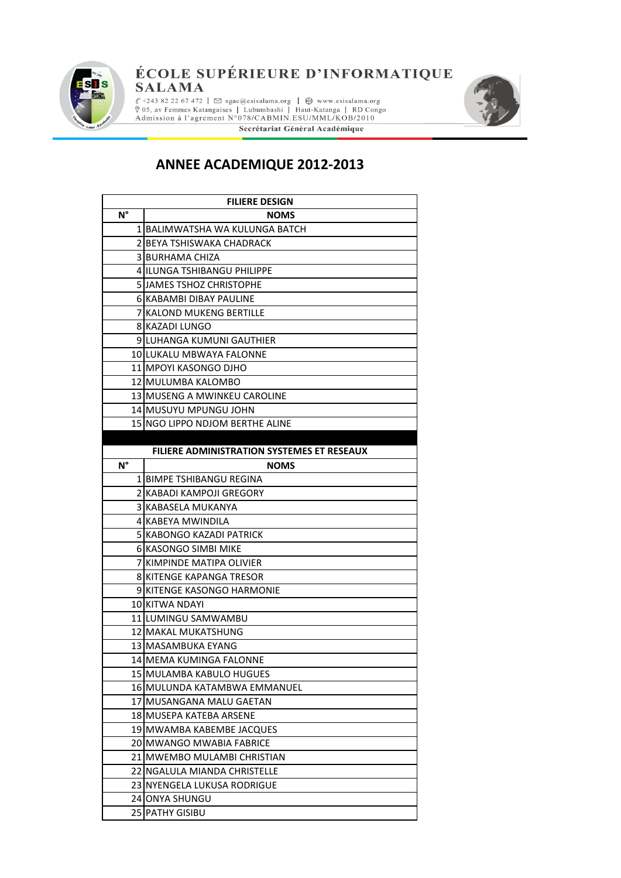# ÉCOLE SUPÉRIEURE D'INFORMATIQUE SALAMA

+243 82 22 67 472 | sgac@esisalama.org | www.esisalama.org
05, av Femmes Katangaises | Lubumbashi | Haut-Katanga | RD Congo
Admission à l'agrement N°078/CABMIN.ESU/MML/KOB/2010

Secrétariat Général Académique

## ANNEE ACADEMIQUE 2012-2013

| FILIERE DESIGN | |
|---|---|
| **N°** | **NOMS** |
| 1 | BALIMWATSHA WA KULUNGA BATCH |
| 2 | BEYA TSHISWAKA CHADRACK |
| 3 | BURHAMA CHIZA |
| 4 | ILUNGA TSHIBANGU PHILIPPE |
| 5 | JAMES TSHOZ CHRISTOPHE |
| 6 | KABAMBI DIBAY PAULINE |
| 7 | KALOND MUKENG BERTILLE |
| 8 | KAZADI LUNGO |
| 9 | LUHANGA KUMUNI GAUTHIER |
| 10 | LUKALU MBWAYA FALONNE |
| 11 | MPOYI KASONGO DJHO |
| 12 | MULUMBA KALOMBO |
| 13 | MUSENG A MWINKEU CAROLINE |
| 14 | MUSUYU MPUNGU JOHN |
| 15 | NGO LIPPO NDJOM BERTHE ALINE |

| FILIERE ADMINISTRATION SYSTEMES ET RESEAUX | |
|---|---|
| **N°** | **NOMS** |
| 1 | BIMPE TSHIBANGU REGINA |
| 2 | KABADI KAMPOJI GREGORY |
| 3 | KABASELA MUKANYA |
| 4 | KABEYA MWINDILA |
| 5 | KABONGO KAZADI PATRICK |
| 6 | KASONGO SIMBI MIKE |
| 7 | KIMPINDE MATIPA OLIVIER |
| 8 | KITENGE KAPANGA TRESOR |
| 9 | KITENGE KASONGO HARMONIE |
| 10 | KITWA NDAYI |
| 11 | LUMINGU SAMWAMBU |
| 12 | MAKAL MUKATSHUNG |
| 13 | MASAMBUKA EYANG |
| 14 | MEMA KUMINGA FALONNE |
| 15 | MULAMBA KABULO HUGUES |
| 16 | MULUNDA KATAMBWA EMMANUEL |
| 17 | MUSANGANA MALU GAETAN |
| 18 | MUSEPA KATEBA ARSENE |
| 19 | MWAMBA KABEMBE JACQUES |
| 20 | MWANGO MWABIA FABRICE |
| 21 | MWEMBO MULAMBI CHRISTIAN |
| 22 | NGALULA MIANDA CHRISTELLE |
| 23 | NYENGELA LUKUSA RODRIGUE |
| 24 | ONYA SHUNGU |
| 25 | PATHY GISIBU |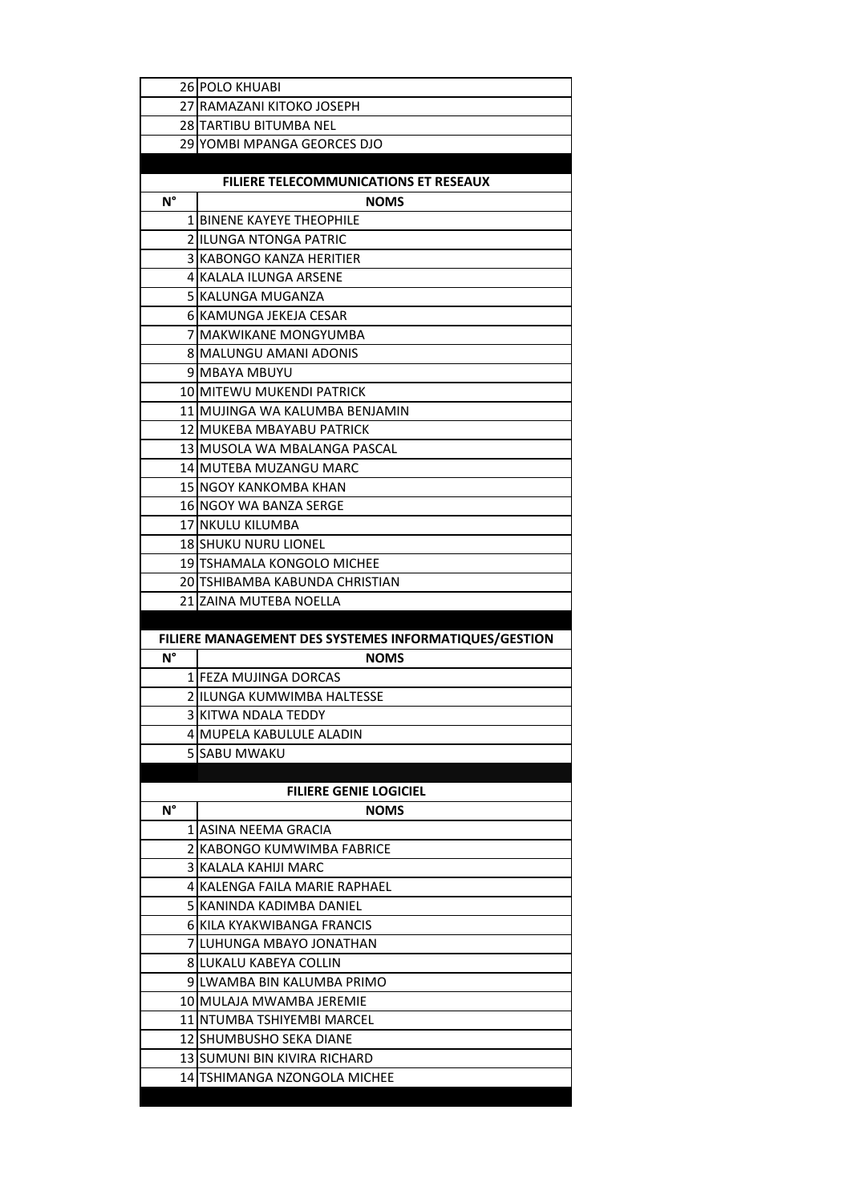| N° | NOMS |
|---|---|
| 26 | POLO KHUABI |
| 27 | RAMAZANI KITOKO JOSEPH |
| 28 | TARTIBU BITUMBA NEL |
| 29 | YOMBI MPANGA GEORCES DJO |

**FILIERE TELECOMMUNICATIONS ET RESEAUX**

| N° | NOMS |
|---|---|
| 1 | BINENE KAYEYE THEOPHILE |
| 2 | ILUNGA NTONGA PATRIC |
| 3 | KABONGO KANZA HERITIER |
| 4 | KALALA ILUNGA ARSENE |
| 5 | KALUNGA MUGANZA |
| 6 | KAMUNGA JEKEJA CESAR |
| 7 | MAKWIKANE MONGYUMBA |
| 8 | MALUNGU AMANI ADONIS |
| 9 | MBAYA MBUYU |
| 10 | MITEWU MUKENDI PATRICK |
| 11 | MUJINGA WA KALUMBA BENJAMIN |
| 12 | MUKEBA MBAYABU PATRICK |
| 13 | MUSOLA WA MBALANGA PASCAL |
| 14 | MUTEBA MUZANGU MARC |
| 15 | NGOY KANKOMBA KHAN |
| 16 | NGOY WA BANZA SERGE |
| 17 | NKULU KILUMBA |
| 18 | SHUKU NURU LIONEL |
| 19 | TSHAMALA KONGOLO MICHEE |
| 20 | TSHIBAMBA KABUNDA CHRISTIAN |
| 21 | ZAINA MUTEBA NOELLA |

**FILIERE MANAGEMENT DES SYSTEMES INFORMATIQUES/GESTION**

| N° | NOMS |
|---|---|
| 1 | FEZA MUJINGA DORCAS |
| 2 | ILUNGA KUMWIMBA HALTESSE |
| 3 | KITWA NDALA TEDDY |
| 4 | MUPELA KABULULE ALADIN |
| 5 | SABU MWAKU |

**FILIERE GENIE LOGICIEL**

| N° | NOMS |
|---|---|
| 1 | ASINA NEEMA GRACIA |
| 2 | KABONGO KUMWIMBA FABRICE |
| 3 | KALALA KAHIJI MARC |
| 4 | KALENGA FAILA MARIE RAPHAEL |
| 5 | KANINDA KADIMBA DANIEL |
| 6 | KILA KYAKWIBANGA FRANCIS |
| 7 | LUHUNGA MBAYO JONATHAN |
| 8 | LUKALU KABEYA COLLIN |
| 9 | LWAMBA BIN KALUMBA PRIMO |
| 10 | MULAJA MWAMBA JEREMIE |
| 11 | NTUMBA TSHIYEMBI MARCEL |
| 12 | SHUMBUSHO SEKA DIANE |
| 13 | SUMUNI BIN KIVIRA RICHARD |
| 14 | TSHIMANGA NZONGOLA MICHEE |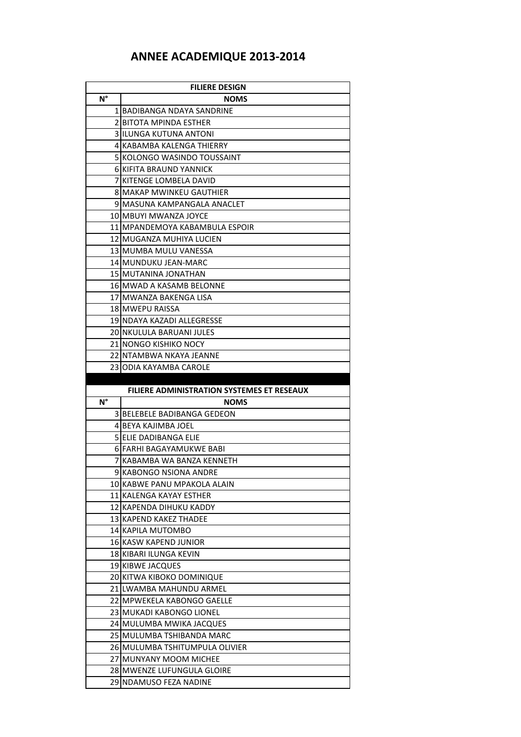# ANNEE ACADEMIQUE 2013-2014

| FILIERE DESIGN | |
|---|---|
| N° | NOMS |
| 1 | BADIBANGA NDAYA SANDRINE |
| 2 | BITOTA MPINDA ESTHER |
| 3 | ILUNGA KUTUNA ANTONI |
| 4 | KABAMBA KALENGA THIERRY |
| 5 | KOLONGO WASINDO TOUSSAINT |
| 6 | KIFITA BRAUND YANNICK |
| 7 | KITENGE LOMBELA DAVID |
| 8 | MAKAP MWINKEU GAUTHIER |
| 9 | MASUNA KAMPANGALA ANACLET |
| 10 | MBUYI MWANZA JOYCE |
| 11 | MPANDEMOYA KABAMBULA ESPOIR |
| 12 | MUGANZA MUHIYA LUCIEN |
| 13 | MUMBA MULU VANESSA |
| 14 | MUNDUKU JEAN-MARC |
| 15 | MUTANINA JONATHAN |
| 16 | MWAD A KASAMB BELONNE |
| 17 | MWANZA BAKENGA LISA |
| 18 | MWEPU RAISSA |
| 19 | NDAYA KAZADI ALLEGRESSE |
| 20 | NKULULA BARUANI JULES |
| 21 | NONGO KISHIKO NOCY |
| 22 | NTAMBWA NKAYA JEANNE |
| 23 | ODIA KAYAMBA CAROLE |

| FILIERE ADMINISTRATION SYSTEMES ET RESEAUX | |
|---|---|
| N° | NOMS |
| 3 | BELEBELE BADIBANGA GEDEON |
| 4 | BEYA KAJIMBA JOEL |
| 5 | ELIE DADIBANGA ELIE |
| 6 | FARHI BAGAYAMUKWE BABI |
| 7 | KABAMBA WA BANZA KENNETH |
| 9 | KABONGO NSIONA ANDRE |
| 10 | KABWE PANU MPAKOLA ALAIN |
| 11 | KALENGA KAYAY ESTHER |
| 12 | KAPENDA DIHUKU KADDY |
| 13 | KAPEND KAKEZ THADEE |
| 14 | KAPILA MUTOMBO |
| 16 | KASW KAPEND JUNIOR |
| 18 | KIBARI ILUNGA KEVIN |
| 19 | KIBWE JACQUES |
| 20 | KITWA KIBOKO DOMINIQUE |
| 21 | LWAMBA MAHUNDU ARMEL |
| 22 | MPWEKELA KABONGO GAELLE |
| 23 | MUKADI KABONGO LIONEL |
| 24 | MULUMBA MWIKA JACQUES |
| 25 | MULUMBA TSHIBANDA MARC |
| 26 | MULUMBA TSHITUMPULA OLIVIER |
| 27 | MUNYANY MOOM MICHEE |
| 28 | MWENZE LUFUNGULA GLOIRE |
| 29 | NDAMUSO FEZA NADINE |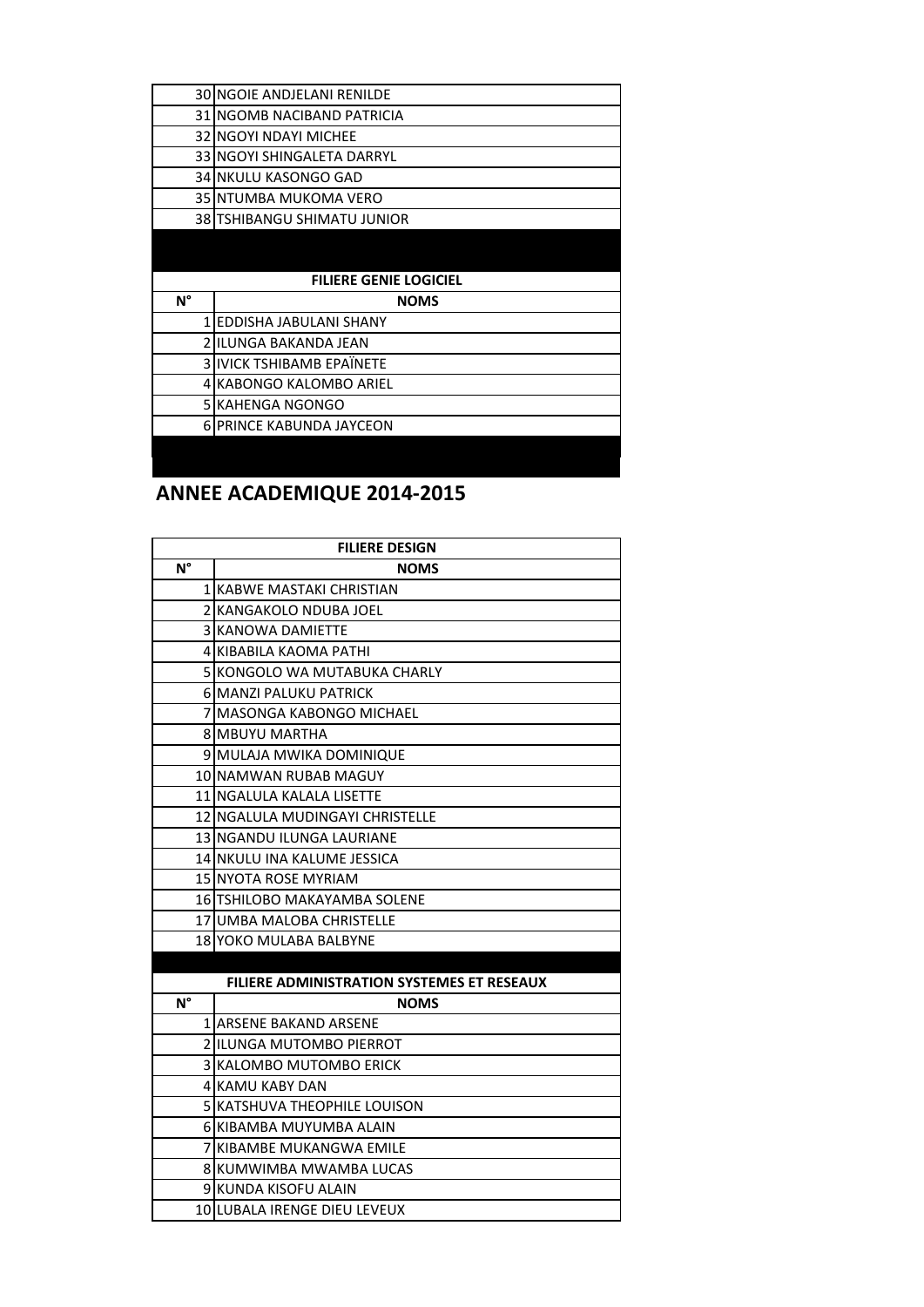| | |
|---|---|
| 30 | NGOIE ANDJELANI RENILDE |
| 31 | NGOMB NACIBAND PATRICIA |
| 32 | NGOYI NDAYI MICHEE |
| 33 | NGOYI SHINGALETA DARRYL |
| 34 | NKULU KASONGO GAD |
| 35 | NTUMBA MUKOMA VERO |
| 38 | TSHIBANGU SHIMATU JUNIOR |

| FILIERE GENIE LOGICIEL | |
|---|---|
| N° | NOMS |
| 1 | EDDISHA JABULANI SHANY |
| 2 | ILUNGA BAKANDA JEAN |
| 3 | IVICK TSHIBAMB EPAÏNETE |
| 4 | KABONGO KALOMBO ARIEL |
| 5 | KAHENGA NGONGO |
| 6 | PRINCE KABUNDA JAYCEON |

## ANNEE ACADEMIQUE 2014-2015

| FILIERE DESIGN | |
|---|---|
| N° | NOMS |
| 1 | KABWE MASTAKI CHRISTIAN |
| 2 | KANGAKOLO NDUBA JOEL |
| 3 | KANOWA DAMIETTE |
| 4 | KIBABILA KAOMA PATHI |
| 5 | KONGOLO WA MUTABUKA CHARLY |
| 6 | MANZI PALUKU PATRICK |
| 7 | MASONGA KABONGO MICHAEL |
| 8 | MBUYU MARTHA |
| 9 | MULAJA MWIKA DOMINIQUE |
| 10 | NAMWAN RUBAB MAGUY |
| 11 | NGALULA KALALA LISETTE |
| 12 | NGALULA MUDINGAYI CHRISTELLE |
| 13 | NGANDU ILUNGA LAURIANE |
| 14 | NKULU INA KALUME JESSICA |
| 15 | NYOTA ROSE MYRIAM |
| 16 | TSHILOBO MAKAYAMBA SOLENE |
| 17 | UMBA MALOBA CHRISTELLE |
| 18 | YOKO MULABA BALBYNE |

| FILIERE ADMINISTRATION SYSTEMES ET RESEAUX | |
|---|---|
| N° | NOMS |
| 1 | ARSENE BAKAND ARSENE |
| 2 | ILUNGA MUTOMBO PIERROT |
| 3 | KALOMBO MUTOMBO ERICK |
| 4 | KAMU KABY DAN |
| 5 | KATSHUVA THEOPHILE LOUISON |
| 6 | KIBAMBA MUYUMBA ALAIN |
| 7 | KIBAMBE MUKANGWA EMILE |
| 8 | KUMWIMBA MWAMBA LUCAS |
| 9 | KUNDA KISOFU ALAIN |
| 10 | LUBALA IRENGE DIEU LEVEUX |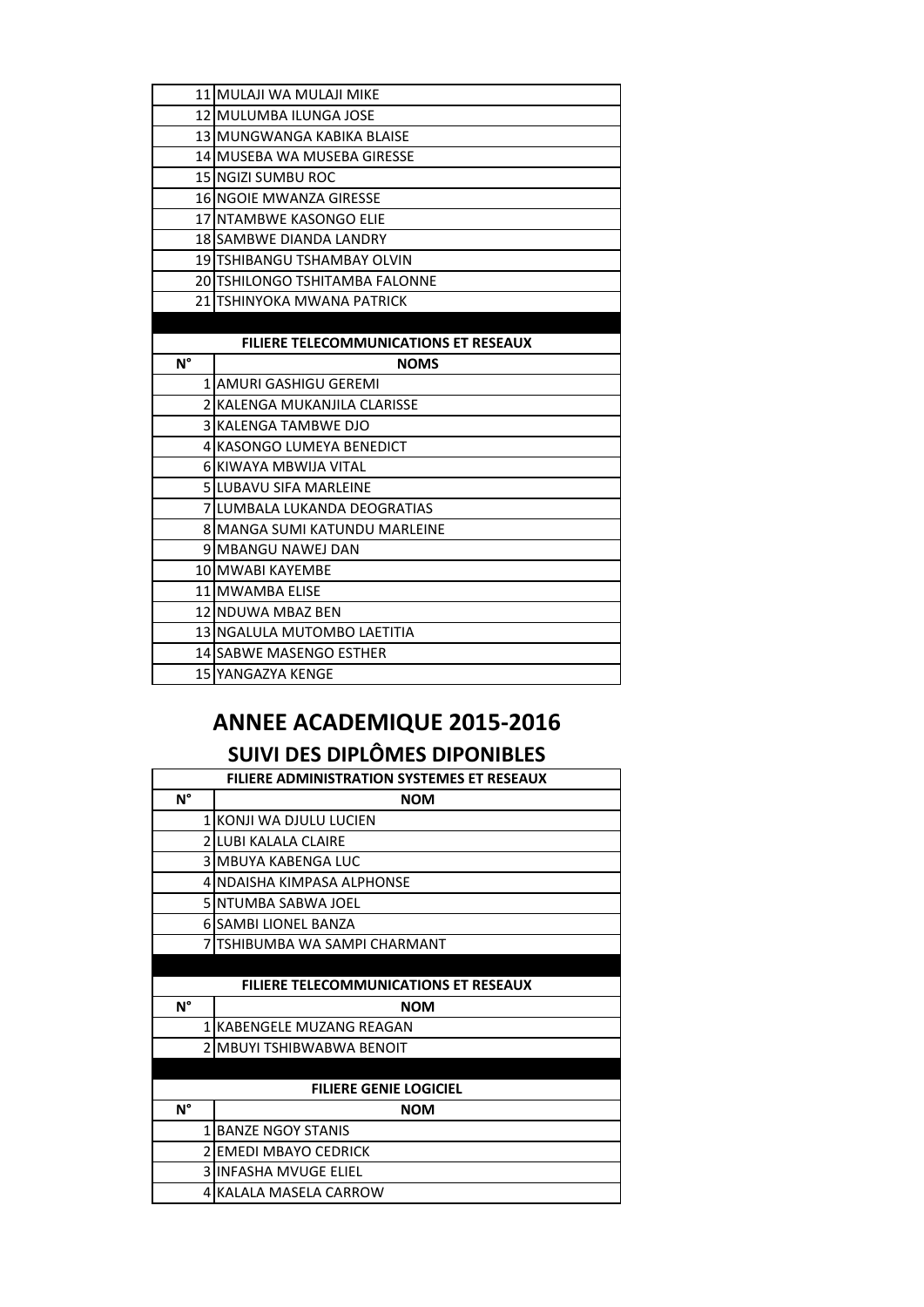| | |
|---|---|
| 11 | MULAJI WA MULAJI MIKE |
| 12 | MULUMBA ILUNGA JOSE |
| 13 | MUNGWANGA KABIKA BLAISE |
| 14 | MUSEBA WA MUSEBA GIRESSE |
| 15 | NGIZI SUMBU ROC |
| 16 | NGOIE MWANZA GIRESSE |
| 17 | NTAMBWE KASONGO ELIE |
| 18 | SAMBWE DIANDA LANDRY |
| 19 | TSHIBANGU TSHAMBAY OLVIN |
| 20 | TSHILONGO TSHITAMBA FALONNE |
| 21 | TSHINYOKA MWANA PATRICK |

**FILIERE TELECOMMUNICATIONS ET RESEAUX**

| N° | NOMS |
|---|---|
| 1 | AMURI GASHIGU GEREMI |
| 2 | KALENGA MUKANJILA CLARISSE |
| 3 | KALENGA TAMBWE DJO |
| 4 | KASONGO LUMEYA BENEDICT |
| 6 | KIWAYA MBWIJA VITAL |
| 5 | LUBAVU SIFA MARLEINE |
| 7 | LUMBALA LUKANDA DEOGRATIAS |
| 8 | MANGA SUMI KATUNDU MARLEINE |
| 9 | MBANGU NAWEJ DAN |
| 10 | MWABI KAYEMBE |
| 11 | MWAMBA ELISE |
| 12 | NDUWA MBAZ BEN |
| 13 | NGALULA MUTOMBO LAETITIA |
| 14 | SABWE MASENGO ESTHER |
| 15 | YANGAZYA KENGE |

# ANNEE ACADEMIQUE 2015-2016

## SUIVI DES DIPLÔMES DIPONIBLES

**FILIERE ADMINISTRATION SYSTEMES ET RESEAUX**

| N° | NOM |
|---|---|
| 1 | KONJI WA DJULU LUCIEN |
| 2 | LUBI KALALA CLAIRE |
| 3 | MBUYA KABENGA LUC |
| 4 | NDAISHA KIMPASA ALPHONSE |
| 5 | NTUMBA SABWA JOEL |
| 6 | SAMBI LIONEL BANZA |
| 7 | TSHIBUMBA WA SAMPI CHARMANT |

**FILIERE TELECOMMUNICATIONS ET RESEAUX**

| N° | NOM |
|---|---|
| 1 | KABENGELE MUZANG REAGAN |
| 2 | MBUYI TSHIBWABWA BENOIT |

**FILIERE GENIE LOGICIEL**

| N° | NOM |
|---|---|
| 1 | BANZE NGOY STANIS |
| 2 | EMEDI MBAYO CEDRICK |
| 3 | INFASHA MVUGE ELIEL |
| 4 | KALALA MASELA CARROW |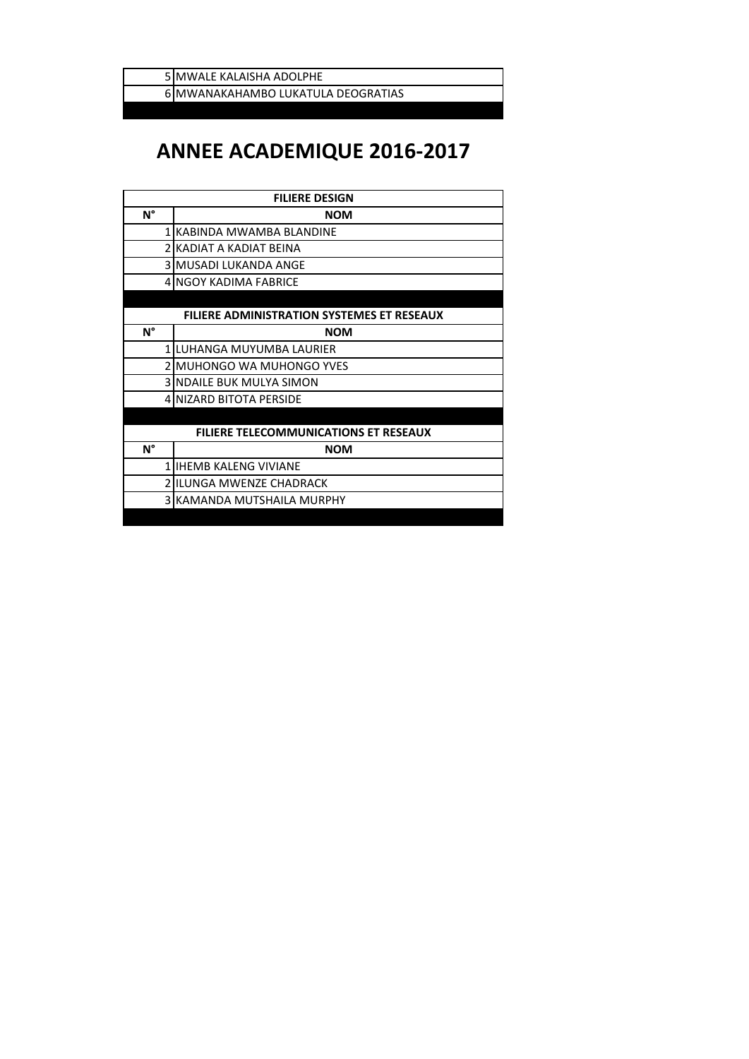| | |
|---|---|
| 5 | MWALE KALAISHA ADOLPHE |
| 6 | MWANAKAHAMBO LUKATULA DEOGRATIAS |

# ANNEE ACADEMIQUE 2016-2017

**FILIERE DESIGN**

| N° | NOM |
|---|---|
| 1 | KABINDA MWAMBA BLANDINE |
| 2 | KADIAT A KADIAT BEINA |
| 3 | MUSADI LUKANDA ANGE |
| 4 | NGOY KADIMA FABRICE |

**FILIERE ADMINISTRATION SYSTEMES ET RESEAUX**

| N° | NOM |
|---|---|
| 1 | LUHANGA MUYUMBA LAURIER |
| 2 | MUHONGO WA MUHONGO YVES |
| 3 | NDAILE BUK MULYA SIMON |
| 4 | NIZARD BITOTA PERSIDE |

**FILIERE TELECOMMUNICATIONS ET RESEAUX**

| N° | NOM |
|---|---|
| 1 | IHEMB KALENG VIVIANE |
| 2 | ILUNGA MWENZE CHADRACK |
| 3 | KAMANDA MUTSHAILA MURPHY |